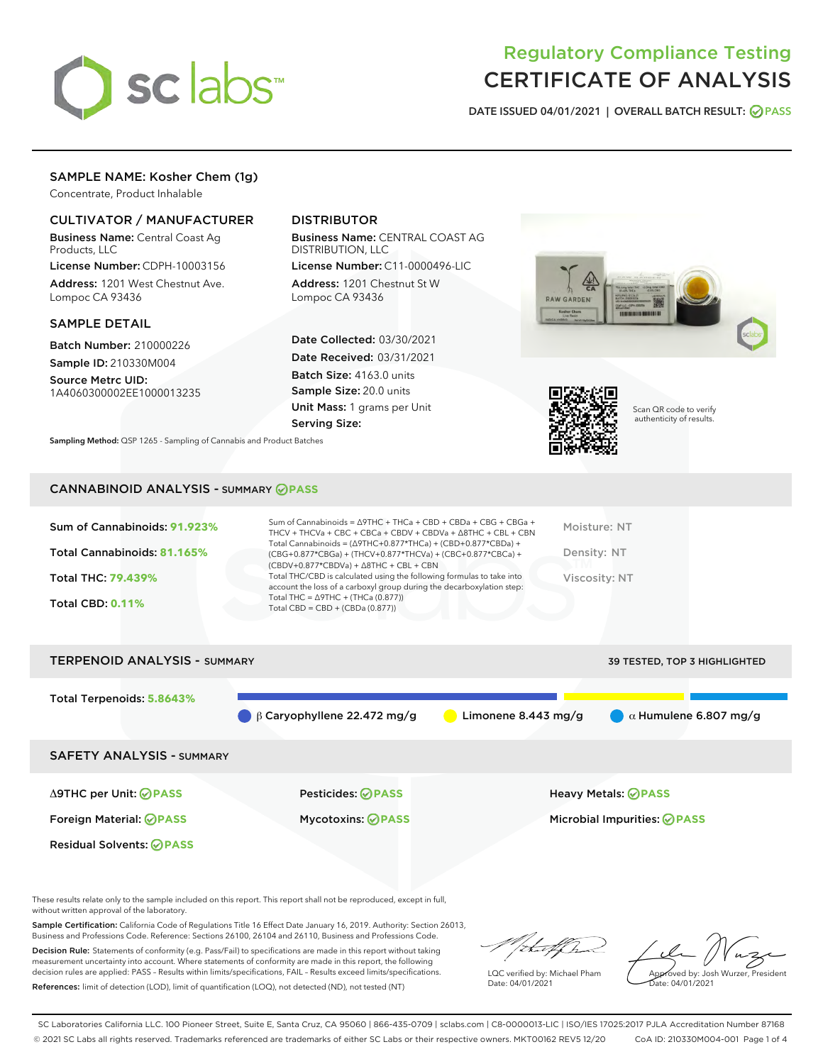# Regulatory Compliance Testing
# CERTIFICATE OF ANALYSIS

DATE ISSUED 04/01/2021 | OVERALL BATCH RESULT: PASS

## SAMPLE NAME: Kosher Chem (1g)

Concentrate, Product Inhalable

### CULTIVATOR / MANUFACTURER

**Business Name:** Central Coast Ag Products, LLC

**License Number:** CDPH-10003156

**Address:** 1201 West Chestnut Ave. Lompoc CA 93436

### DISTRIBUTOR

**Business Name:** CENTRAL COAST AG DISTRIBUTION, LLC

**License Number:** C11-0000496-LIC

**Address:** 1201 Chestnut St W Lompoc CA 93436

### SAMPLE DETAIL

**Batch Number:** 210000226

**Sample ID:** 210330M004

**Source Metrc UID:** 1A4060300002EE1000013235

**Date Collected:** 03/30/2021

**Date Received:** 03/31/2021

**Batch Size:** 4163.0 units

**Sample Size:** 20.0 units

**Unit Mass:** 1 grams per Unit

**Serving Size:**

**Sampling Method:** QSP 1265 - Sampling of Cannabis and Product Batches

Scan QR code to verify authenticity of results.

## CANNABINOID ANALYSIS - SUMMARY PASS

Sum of Cannabinoids: **91.923%**

Total Cannabinoids: **81.165%**

Total THC: **79.439%**

Total CBD: **0.11%**

Sum of Cannabinoids = Δ9THC + THCa + CBD + CBDa + CBG + CBGa + THCV + THCVa + CBC + CBCa + CBDV + CBDVa + Δ8THC + CBL + CBN

Total Cannabinoids = (Δ9THC+0.877*THCa) + (CBD+0.877*CBDa) + (CBG+0.877*CBGa) + (THCV+0.877*THCVa) + (CBC+0.877*CBCa) + (CBDV+0.877*CBDVa) + Δ8THC + CBL + CBN

Total THC/CBD is calculated using the following formulas to take into account the loss of a carboxyl group during the decarboxylation step:

Total THC = Δ9THC + (THCa (0.877))

Total CBD = CBD + (CBDa (0.877))

Moisture: NT

Density: NT

Viscosity: NT

## TERPENOID ANALYSIS - SUMMARY

39 TESTED, TOP 3 HIGHLIGHTED

Total Terpenoids: **5.8643%**

β Caryophyllene 22.472 mg/g | Limonene 8.443 mg/g | α Humulene 6.807 mg/g

## SAFETY ANALYSIS - SUMMARY

| | | |
|---|---|---|
| Δ9THC per Unit: PASS | Pesticides: PASS | Heavy Metals: PASS |
| Foreign Material: PASS | Mycotoxins: PASS | Microbial Impurities: PASS |
| Residual Solvents: PASS | | |

These results relate only to the sample included on this report. This report shall not be reproduced, except in full, without written approval of the laboratory.

**Sample Certification:** California Code of Regulations Title 16 Effect Date January 16, 2019. Authority: Section 26013, Business and Professions Code. Reference: Sections 26100, 26104 and 26110, Business and Professions Code.

**Decision Rule:** Statements of conformity (e.g. Pass/Fail) to specifications are made in this report without taking measurement uncertainty into account. Where statements of conformity are made in this report, the following decision rules are applied: PASS - Results within limits/specifications, FAIL - Results exceed limits/specifications.

**References:** limit of detection (LOD), limit of quantification (LOQ), not detected (ND), not tested (NT)

LQC verified by: Michael Pham
Date: 04/01/2021

Approved by: Josh Wurzer, President
Date: 04/01/2021

SC Laboratories California LLC. 100 Pioneer Street, Suite E, Santa Cruz, CA 95060 | 866-435-0709 | sclabs.com | C8-0000013-LIC | ISO/IES 17025:2017 PJLA Accreditation Number 87168
© 2021 SC Labs all rights reserved. Trademarks referenced are trademarks of either SC Labs or their respective owners. MKT00162 REV5 12/20 CoA ID: 210330M004-001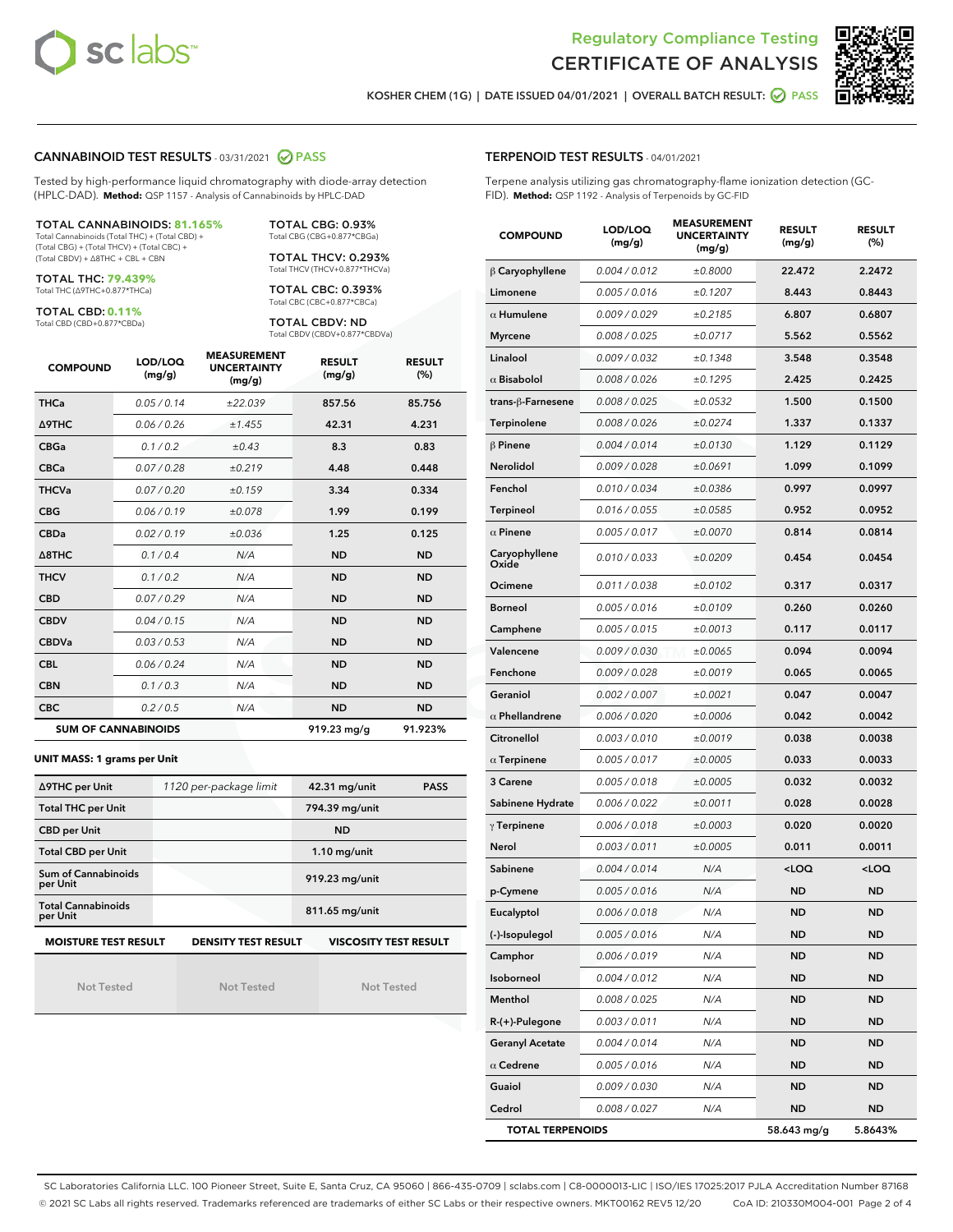Regulatory Compliance Testing
# CERTIFICATE OF ANALYSIS

KOSHER CHEM (1G) | DATE ISSUED 04/01/2021 | OVERALL BATCH RESULT: PASS

## CANNABINOID TEST RESULTS - 03/31/2021 PASS

Tested by high-performance liquid chromatography with diode-array detection (HPLC-DAD). **Method:** QSP 1157 - Analysis of Cannabinoids by HPLC-DAD

**TOTAL CANNABINOIDS: 81.165%**
Total Cannabinoids (Total THC) + (Total CBD) + (Total CBG) + (Total THCV) + (Total CBC) + (Total CBDV) + Δ8THC + CBL + CBN

**TOTAL THC: 79.439%**
Total THC (Δ9THC+0.877*THCa)

**TOTAL CBD: 0.11%**
Total CBD (CBD+0.877*CBDa)

**TOTAL CBG: 0.93%**
Total CBG (CBG+0.877*CBGa)

**TOTAL THCV: 0.293%**
Total THCV (THCV+0.877*THCVa)

**TOTAL CBC: 0.393%**
Total CBC (CBC+0.877*CBCa)

**TOTAL CBDV: ND**
Total CBDV (CBDV+0.877*CBDVa)

| COMPOUND | LOD/LOQ (mg/g) | MEASUREMENT UNCERTAINTY (mg/g) | RESULT (mg/g) | RESULT (%) |
|---|---|---|---|---|
| THCa | 0.05 / 0.14 | ±22.039 | 857.56 | 85.756 |
| Δ9THC | 0.06 / 0.26 | ±1.455 | 42.31 | 4.231 |
| CBGa | 0.1 / 0.2 | ±0.43 | 8.3 | 0.83 |
| CBCa | 0.07 / 0.28 | ±0.219 | 4.48 | 0.448 |
| THCVa | 0.07 / 0.20 | ±0.159 | 3.34 | 0.334 |
| CBG | 0.06 / 0.19 | ±0.078 | 1.99 | 0.199 |
| CBDa | 0.02 / 0.19 | ±0.036 | 1.25 | 0.125 |
| Δ8THC | 0.1 / 0.4 | N/A | ND | ND |
| THCV | 0.1 / 0.2 | N/A | ND | ND |
| CBD | 0.07 / 0.29 | N/A | ND | ND |
| CBDV | 0.04 / 0.15 | N/A | ND | ND |
| CBDVa | 0.03 / 0.53 | N/A | ND | ND |
| CBL | 0.06 / 0.24 | N/A | ND | ND |
| CBN | 0.1 / 0.3 | N/A | ND | ND |
| CBC | 0.2 / 0.5 | N/A | ND | ND |
| **SUM OF CANNABINOIDS** | | | 919.23 mg/g | 91.923% |

**UNIT MASS: 1 grams per Unit**

| Δ9THC per Unit | 1120 per-package limit | 42.31 mg/unit | PASS |
|---|---|---|---|
| Total THC per Unit | | 794.39 mg/unit | |
| CBD per Unit | | ND | |
| Total CBD per Unit | | 1.10 mg/unit | |
| Sum of Cannabinoids per Unit | | 919.23 mg/unit | |
| Total Cannabinoids per Unit | | 811.65 mg/unit | |

| MOISTURE TEST RESULT | DENSITY TEST RESULT | VISCOSITY TEST RESULT |
|---|---|---|
| Not Tested | Not Tested | Not Tested |

## TERPENOID TEST RESULTS - 04/01/2021

Terpene analysis utilizing gas chromatography-flame ionization detection (GC-FID). **Method:** QSP 1192 - Analysis of Terpenoids by GC-FID

| COMPOUND | LOD/LOQ (mg/g) | MEASUREMENT UNCERTAINTY (mg/g) | RESULT (mg/g) | RESULT (%) |
|---|---|---|---|---|
| β Caryophyllene | 0.004 / 0.012 | ±0.8000 | 22.472 | 2.2472 |
| Limonene | 0.005 / 0.016 | ±0.1207 | 8.443 | 0.8443 |
| α Humulene | 0.009 / 0.029 | ±0.2185 | 6.807 | 0.6807 |
| Myrcene | 0.008 / 0.025 | ±0.0717 | 5.562 | 0.5562 |
| Linalool | 0.009 / 0.032 | ±0.1348 | 3.548 | 0.3548 |
| α Bisabolol | 0.008 / 0.026 | ±0.1295 | 2.425 | 0.2425 |
| trans-β-Farnesene | 0.008 / 0.025 | ±0.0532 | 1.500 | 0.1500 |
| Terpinolene | 0.008 / 0.026 | ±0.0274 | 1.337 | 0.1337 |
| β Pinene | 0.004 / 0.014 | ±0.0130 | 1.129 | 0.1129 |
| Nerolidol | 0.009 / 0.028 | ±0.0691 | 1.099 | 0.1099 |
| Fenchol | 0.010 / 0.034 | ±0.0386 | 0.997 | 0.0997 |
| Terpineol | 0.016 / 0.055 | ±0.0585 | 0.952 | 0.0952 |
| α Pinene | 0.005 / 0.017 | ±0.0070 | 0.814 | 0.0814 |
| Caryophyllene Oxide | 0.010 / 0.033 | ±0.0209 | 0.454 | 0.0454 |
| Ocimene | 0.011 / 0.038 | ±0.0102 | 0.317 | 0.0317 |
| Borneol | 0.005 / 0.016 | ±0.0109 | 0.260 | 0.0260 |
| Camphene | 0.005 / 0.015 | ±0.0013 | 0.117 | 0.0117 |
| Valencene | 0.009 / 0.030 | ±0.0065 | 0.094 | 0.0094 |
| Fenchone | 0.009 / 0.028 | ±0.0019 | 0.065 | 0.0065 |
| Geraniol | 0.002 / 0.007 | ±0.0021 | 0.047 | 0.0047 |
| α Phellandrene | 0.006 / 0.020 | ±0.0006 | 0.042 | 0.0042 |
| Citronellol | 0.003 / 0.010 | ±0.0019 | 0.038 | 0.0038 |
| α Terpinene | 0.005 / 0.017 | ±0.0005 | 0.033 | 0.0033 |
| 3 Carene | 0.005 / 0.018 | ±0.0005 | 0.032 | 0.0032 |
| Sabinene Hydrate | 0.006 / 0.022 | ±0.0011 | 0.028 | 0.0028 |
| γ Terpinene | 0.006 / 0.018 | ±0.0003 | 0.020 | 0.0020 |
| Nerol | 0.003 / 0.011 | ±0.0005 | 0.011 | 0.0011 |
| Sabinene | 0.004 / 0.014 | N/A | <LOQ | <LOQ |
| p-Cymene | 0.005 / 0.016 | N/A | ND | ND |
| Eucalyptol | 0.006 / 0.018 | N/A | ND | ND |
| (-)-Isopulegol | 0.005 / 0.016 | N/A | ND | ND |
| Camphor | 0.006 / 0.019 | N/A | ND | ND |
| Isoborneol | 0.004 / 0.012 | N/A | ND | ND |
| Menthol | 0.008 / 0.025 | N/A | ND | ND |
| R-(+)-Pulegone | 0.003 / 0.011 | N/A | ND | ND |
| Geranyl Acetate | 0.004 / 0.014 | N/A | ND | ND |
| α Cedrene | 0.005 / 0.016 | N/A | ND | ND |
| Guaiol | 0.009 / 0.030 | N/A | ND | ND |
| Cedrol | 0.008 / 0.027 | N/A | ND | ND |
| **TOTAL TERPENOIDS** | | | 58.643 mg/g | 5.8643% |

SC Laboratories California LLC. 100 Pioneer Street, Suite E, Santa Cruz, CA 95060 | 866-435-0709 | sclabs.com | C8-0000013-LIC | ISO/IES 17025:2017 PJLA Accreditation Number 87168
© 2021 SC Labs all rights reserved. Trademarks referenced are trademarks of either SC Labs or their respective owners. MKT00162 REV5 12/20 CoA ID: 210330M004-001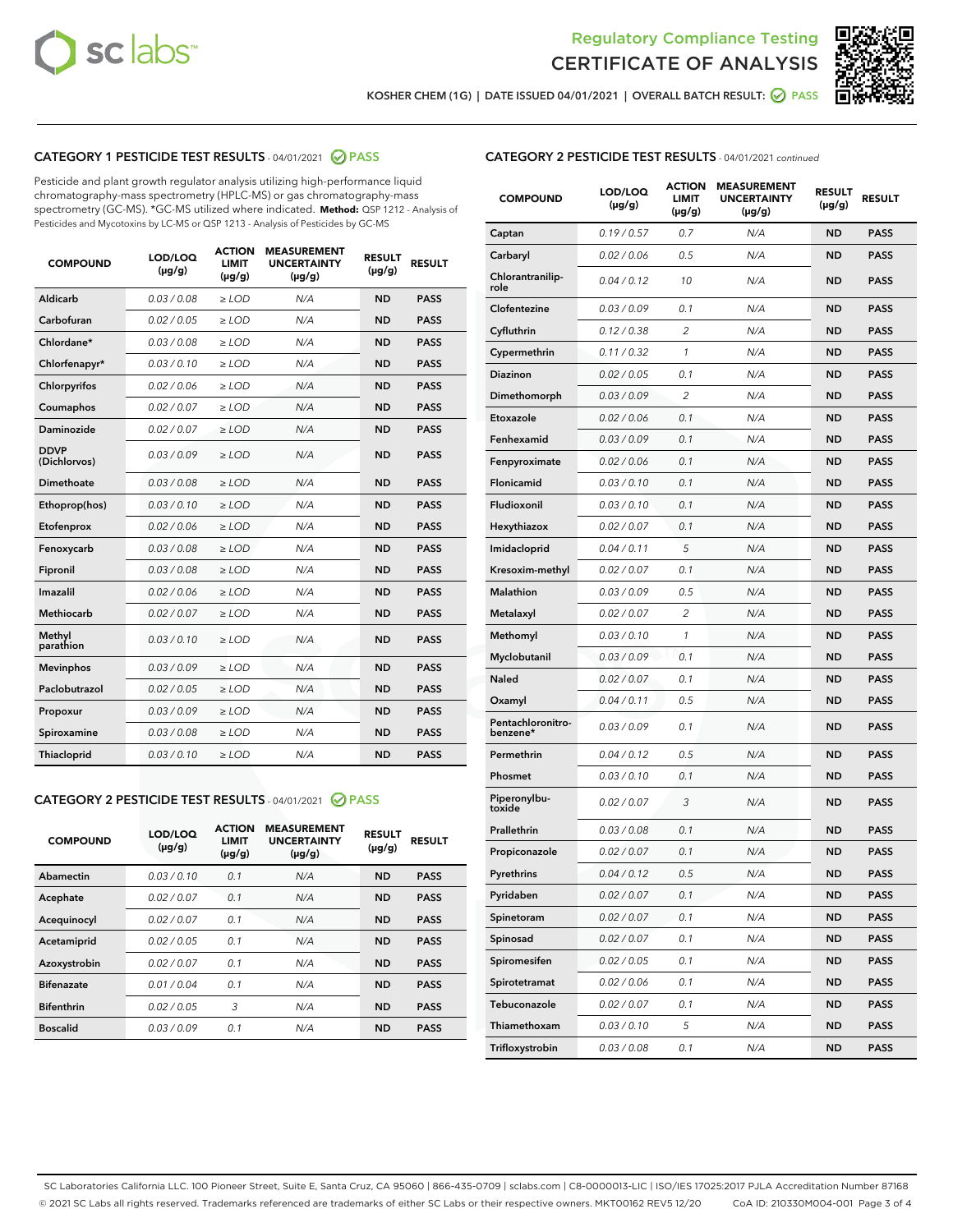Regulatory Compliance Testing

# CERTIFICATE OF ANALYSIS

KOSHER CHEM (1G) | DATE ISSUED 04/01/2021 | OVERALL BATCH RESULT: PASS

## CATEGORY 1 PESTICIDE TEST RESULTS - 04/01/2021 PASS

Pesticide and plant growth regulator analysis utilizing high-performance liquid chromatography-mass spectrometry (HPLC-MS) or gas chromatography-mass spectrometry (GC-MS). *GC-MS utilized where indicated. **Method:** QSP 1212 - Analysis of Pesticides and Mycotoxins by LC-MS or QSP 1213 - Analysis of Pesticides by GC-MS

| COMPOUND | LOD/LOQ (µg/g) | ACTION LIMIT (µg/g) | MEASUREMENT UNCERTAINTY (µg/g) | RESULT (µg/g) | RESULT |
|---|---|---|---|---|---|
| Aldicarb | 0.03 / 0.08 | ≥ LOD | N/A | ND | PASS |
| Carbofuran | 0.02 / 0.05 | ≥ LOD | N/A | ND | PASS |
| Chlordane* | 0.03 / 0.08 | ≥ LOD | N/A | ND | PASS |
| Chlorfenapyr* | 0.03 / 0.10 | ≥ LOD | N/A | ND | PASS |
| Chlorpyrifos | 0.02 / 0.06 | ≥ LOD | N/A | ND | PASS |
| Coumaphos | 0.02 / 0.07 | ≥ LOD | N/A | ND | PASS |
| Daminozide | 0.02 / 0.07 | ≥ LOD | N/A | ND | PASS |
| DDVP (Dichlorvos) | 0.03 / 0.09 | ≥ LOD | N/A | ND | PASS |
| Dimethoate | 0.03 / 0.08 | ≥ LOD | N/A | ND | PASS |
| Ethoprop(hos) | 0.03 / 0.10 | ≥ LOD | N/A | ND | PASS |
| Etofenprox | 0.02 / 0.06 | ≥ LOD | N/A | ND | PASS |
| Fenoxycarb | 0.03 / 0.08 | ≥ LOD | N/A | ND | PASS |
| Fipronil | 0.03 / 0.08 | ≥ LOD | N/A | ND | PASS |
| Imazalil | 0.02 / 0.06 | ≥ LOD | N/A | ND | PASS |
| Methiocarb | 0.02 / 0.07 | ≥ LOD | N/A | ND | PASS |
| Methyl parathion | 0.03 / 0.10 | ≥ LOD | N/A | ND | PASS |
| Mevinphos | 0.03 / 0.09 | ≥ LOD | N/A | ND | PASS |
| Paclobutrazol | 0.02 / 0.05 | ≥ LOD | N/A | ND | PASS |
| Propoxur | 0.03 / 0.09 | ≥ LOD | N/A | ND | PASS |
| Spiroxamine | 0.03 / 0.08 | ≥ LOD | N/A | ND | PASS |
| Thiacloprid | 0.03 / 0.10 | ≥ LOD | N/A | ND | PASS |

## CATEGORY 2 PESTICIDE TEST RESULTS - 04/01/2021 PASS

| COMPOUND | LOD/LOQ (µg/g) | ACTION LIMIT (µg/g) | MEASUREMENT UNCERTAINTY (µg/g) | RESULT (µg/g) | RESULT |
|---|---|---|---|---|---|
| Abamectin | 0.03 / 0.10 | 0.1 | N/A | ND | PASS |
| Acephate | 0.02 / 0.07 | 0.1 | N/A | ND | PASS |
| Acequinocyl | 0.02 / 0.07 | 0.1 | N/A | ND | PASS |
| Acetamiprid | 0.02 / 0.05 | 0.1 | N/A | ND | PASS |
| Azoxystrobin | 0.02 / 0.07 | 0.1 | N/A | ND | PASS |
| Bifenazate | 0.01 / 0.04 | 0.1 | N/A | ND | PASS |
| Bifenthrin | 0.02 / 0.05 | 3 | N/A | ND | PASS |
| Boscalid | 0.03 / 0.09 | 0.1 | N/A | ND | PASS |
| Captan | 0.19 / 0.57 | 0.7 | N/A | ND | PASS |
| Carbaryl | 0.02 / 0.06 | 0.5 | N/A | ND | PASS |
| Chlorantraniliprole | 0.04 / 0.12 | 10 | N/A | ND | PASS |
| Clofentezine | 0.03 / 0.09 | 0.1 | N/A | ND | PASS |
| Cyfluthrin | 0.12 / 0.38 | 2 | N/A | ND | PASS |
| Cypermethrin | 0.11 / 0.32 | 1 | N/A | ND | PASS |
| Diazinon | 0.02 / 0.05 | 0.1 | N/A | ND | PASS |
| Dimethomorph | 0.03 / 0.09 | 2 | N/A | ND | PASS |
| Etoxazole | 0.02 / 0.06 | 0.1 | N/A | ND | PASS |
| Fenhexamid | 0.03 / 0.09 | 0.1 | N/A | ND | PASS |
| Fenpyroximate | 0.02 / 0.06 | 0.1 | N/A | ND | PASS |
| Flonicamid | 0.03 / 0.10 | 0.1 | N/A | ND | PASS |
| Fludioxonil | 0.03 / 0.10 | 0.1 | N/A | ND | PASS |
| Hexythiazox | 0.02 / 0.07 | 0.1 | N/A | ND | PASS |
| Imidacloprid | 0.04 / 0.11 | 5 | N/A | ND | PASS |
| Kresoxim-methyl | 0.02 / 0.07 | 0.1 | N/A | ND | PASS |
| Malathion | 0.03 / 0.09 | 0.5 | N/A | ND | PASS |
| Metalaxyl | 0.02 / 0.07 | 2 | N/A | ND | PASS |
| Methomyl | 0.03 / 0.10 | 1 | N/A | ND | PASS |
| Myclobutanil | 0.03 / 0.09 | 0.1 | N/A | ND | PASS |
| Naled | 0.02 / 0.07 | 0.1 | N/A | ND | PASS |
| Oxamyl | 0.04 / 0.11 | 0.5 | N/A | ND | PASS |
| Pentachloronitrobenzene* | 0.03 / 0.09 | 0.1 | N/A | ND | PASS |
| Permethrin | 0.04 / 0.12 | 0.5 | N/A | ND | PASS |
| Phosmet | 0.03 / 0.10 | 0.1 | N/A | ND | PASS |
| Piperonylbutoxide | 0.02 / 0.07 | 3 | N/A | ND | PASS |
| Prallethrin | 0.03 / 0.08 | 0.1 | N/A | ND | PASS |
| Propiconazole | 0.02 / 0.07 | 0.1 | N/A | ND | PASS |
| Pyrethrins | 0.04 / 0.12 | 0.5 | N/A | ND | PASS |
| Pyridaben | 0.02 / 0.07 | 0.1 | N/A | ND | PASS |
| Spinetoram | 0.02 / 0.07 | 0.1 | N/A | ND | PASS |
| Spinosad | 0.02 / 0.07 | 0.1 | N/A | ND | PASS |
| Spiromesifen | 0.02 / 0.05 | 0.1 | N/A | ND | PASS |
| Spirotetramat | 0.02 / 0.06 | 0.1 | N/A | ND | PASS |
| Tebuconazole | 0.02 / 0.07 | 0.1 | N/A | ND | PASS |
| Thiamethoxam | 0.03 / 0.10 | 5 | N/A | ND | PASS |
| Trifloxystrobin | 0.03 / 0.08 | 0.1 | N/A | ND | PASS |

SC Laboratories California LLC. 100 Pioneer Street, Suite E, Santa Cruz, CA 95060 | 866-435-0709 | sclabs.com | C8-0000013-LIC | ISO/IES 17025:2017 PJLA Accreditation Number 87168
© 2021 SC Labs all rights reserved. Trademarks referenced are trademarks of either SC Labs or their respective owners. MKT00162 REV5 12/20 CoA ID: 210330M004-001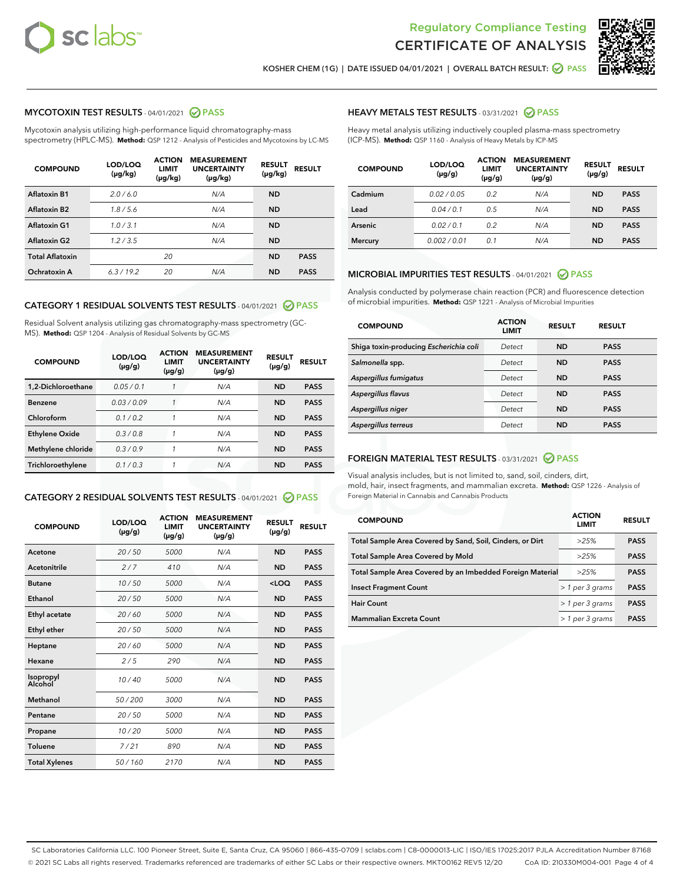Regulatory Compliance Testing
# CERTIFICATE OF ANALYSIS

KOSHER CHEM (1G) | DATE ISSUED 04/01/2021 | OVERALL BATCH RESULT: PASS

## MYCOTOXIN TEST RESULTS - 04/01/2021 PASS

Mycotoxin analysis utilizing high-performance liquid chromatography-mass spectrometry (HPLC-MS). **Method:** QSP 1212 - Analysis of Pesticides and Mycotoxins by LC-MS

| COMPOUND | LOD/LOQ (µg/kg) | ACTION LIMIT (µg/kg) | MEASUREMENT UNCERTAINTY (µg/kg) | RESULT (µg/kg) | RESULT |
|---|---|---|---|---|---|
| Aflatoxin B1 | 2.0 / 6.0 | | N/A | ND | |
| Aflatoxin B2 | 1.8 / 5.6 | | N/A | ND | |
| Aflatoxin G1 | 1.0 / 3.1 | | N/A | ND | |
| Aflatoxin G2 | 1.2 / 3.5 | | N/A | ND | |
| Total Aflatoxin | | 20 | | ND | PASS |
| Ochratoxin A | 6.3 / 19.2 | 20 | N/A | ND | PASS |

## CATEGORY 1 RESIDUAL SOLVENTS TEST RESULTS - 04/01/2021 PASS

Residual Solvent analysis utilizing gas chromatography-mass spectrometry (GC-MS). **Method:** QSP 1204 - Analysis of Residual Solvents by GC-MS

| COMPOUND | LOD/LOQ (µg/g) | ACTION LIMIT (µg/g) | MEASUREMENT UNCERTAINTY (µg/g) | RESULT (µg/g) | RESULT |
|---|---|---|---|---|---|
| 1,2-Dichloroethane | 0.05 / 0.1 | 1 | N/A | ND | PASS |
| Benzene | 0.03 / 0.09 | 1 | N/A | ND | PASS |
| Chloroform | 0.1 / 0.2 | 1 | N/A | ND | PASS |
| Ethylene Oxide | 0.3 / 0.8 | 1 | N/A | ND | PASS |
| Methylene chloride | 0.3 / 0.9 | 1 | N/A | ND | PASS |
| Trichloroethylene | 0.1 / 0.3 | 1 | N/A | ND | PASS |

## CATEGORY 2 RESIDUAL SOLVENTS TEST RESULTS - 04/01/2021 PASS

| COMPOUND | LOD/LOQ (µg/g) | ACTION LIMIT (µg/g) | MEASUREMENT UNCERTAINTY (µg/g) | RESULT (µg/g) | RESULT |
|---|---|---|---|---|---|
| Acetone | 20 / 50 | 5000 | N/A | ND | PASS |
| Acetonitrile | 2 / 7 | 410 | N/A | ND | PASS |
| Butane | 10 / 50 | 5000 | N/A | <LOQ | PASS |
| Ethanol | 20 / 50 | 5000 | N/A | ND | PASS |
| Ethyl acetate | 20 / 60 | 5000 | N/A | ND | PASS |
| Ethyl ether | 20 / 50 | 5000 | N/A | ND | PASS |
| Heptane | 20 / 60 | 5000 | N/A | ND | PASS |
| Hexane | 2 / 5 | 290 | N/A | ND | PASS |
| Isopropyl Alcohol | 10 / 40 | 5000 | N/A | ND | PASS |
| Methanol | 50 / 200 | 3000 | N/A | ND | PASS |
| Pentane | 20 / 50 | 5000 | N/A | ND | PASS |
| Propane | 10 / 20 | 5000 | N/A | ND | PASS |
| Toluene | 7 / 21 | 890 | N/A | ND | PASS |
| Total Xylenes | 50 / 160 | 2170 | N/A | ND | PASS |

## HEAVY METALS TEST RESULTS - 03/31/2021 PASS

Heavy metal analysis utilizing inductively coupled plasma-mass spectrometry (ICP-MS). **Method:** QSP 1160 - Analysis of Heavy Metals by ICP-MS

| COMPOUND | LOD/LOQ (µg/g) | ACTION LIMIT (µg/g) | MEASUREMENT UNCERTAINTY (µg/g) | RESULT (µg/g) | RESULT |
|---|---|---|---|---|---|
| Cadmium | 0.02 / 0.05 | 0.2 | N/A | ND | PASS |
| Lead | 0.04 / 0.1 | 0.5 | N/A | ND | PASS |
| Arsenic | 0.02 / 0.1 | 0.2 | N/A | ND | PASS |
| Mercury | 0.002 / 0.01 | 0.1 | N/A | ND | PASS |

## MICROBIAL IMPURITIES TEST RESULTS - 04/01/2021 PASS

Analysis conducted by polymerase chain reaction (PCR) and fluorescence detection of microbial impurities. **Method:** QSP 1221 - Analysis of Microbial Impurities

| COMPOUND | ACTION LIMIT | RESULT | RESULT |
|---|---|---|---|
| *Shiga toxin-producing Escherichia coli* | Detect | ND | PASS |
| *Salmonella* spp. | Detect | ND | PASS |
| *Aspergillus fumigatus* | Detect | ND | PASS |
| *Aspergillus flavus* | Detect | ND | PASS |
| *Aspergillus niger* | Detect | ND | PASS |
| *Aspergillus terreus* | Detect | ND | PASS |

## FOREIGN MATERIAL TEST RESULTS - 03/31/2021 PASS

Visual analysis includes, but is not limited to, sand, soil, cinders, dirt, mold, hair, insect fragments, and mammalian excreta. **Method:** QSP 1226 - Analysis of Foreign Material in Cannabis and Cannabis Products

| COMPOUND | ACTION LIMIT | RESULT |
|---|---|---|
| Total Sample Area Covered by Sand, Soil, Cinders, or Dirt | >25% | PASS |
| Total Sample Area Covered by Mold | >25% | PASS |
| Total Sample Area Covered by an Imbedded Foreign Material | >25% | PASS |
| Insect Fragment Count | > 1 per 3 grams | PASS |
| Hair Count | > 1 per 3 grams | PASS |
| Mammalian Excreta Count | > 1 per 3 grams | PASS |

SC Laboratories California LLC. 100 Pioneer Street, Suite E, Santa Cruz, CA 95060 | 866-435-0709 | sclabs.com | C8-0000013-LIC | ISO/IES 17025:2017 PJLA Accreditation Number 87168
© 2021 SC Labs all rights reserved. Trademarks referenced are trademarks of either SC Labs or their respective owners. MKT00162 REV5 12/20 CoA ID: 210330M004-001